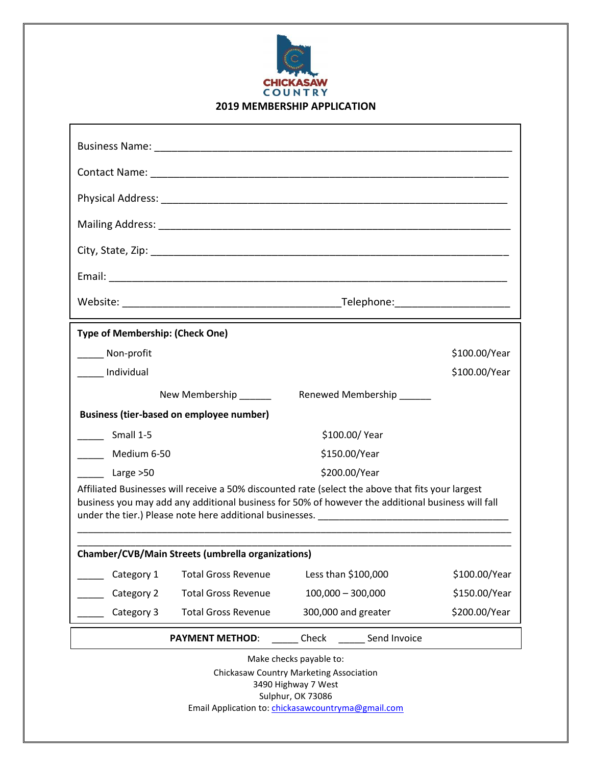CHICKASAW COUNTRY

# 2019 MEMBERSHIP APPLICATION

Business Name: ___________________________________________________________

Contact Name: ___________________________________________________________

Physical Address: ________________________________________________________

Mailing Address: _________________________________________________________

City, State, Zip: __________________________________________________________

Email: _________________________________________________________________

Website: ____________________________________Telephone:___________________

**Type of Membership: (Check One)**

_____ Non-profit $100.00/Year

_____ Individual $100.00/Year

New Membership ______ Renewed Membership ______

**Business (tier-based on employee number)**

| | Tier | Rate |
|---|---|---|
| _____ | Small 1-5 | $100.00/ Year |
| _____ | Medium 6-50 | $150.00/Year |
| _____ | Large >50 | $200.00/Year |

Affiliated Businesses will receive a 50% discounted rate (select the above that fits your largest business you may add any additional business for 50% of however the additional business will fall under the tier.) Please note here additional businesses. ___________________________________

_____________________________________________________________________________

_____________________________________________________________________________

**Chamber/CVB/Main Streets (umbrella organizations)**

| | Category | | Revenue | Rate |
|---|---|---|---|---|
| _____ | Category 1 | Total Gross Revenue | Less than $100,000 | $100.00/Year |
| _____ | Category 2 | Total Gross Revenue | 100,000 – 300,000 | $150.00/Year |
| _____ | Category 3 | Total Gross Revenue | 300,000 and greater | $200.00/Year |

**PAYMENT METHOD**: _____ Check _____ Send Invoice

Make checks payable to:
Chickasaw Country Marketing Association
3490 Highway 7 West
Sulphur, OK 73086
Email Application to: chickasawcountryma@gmail.com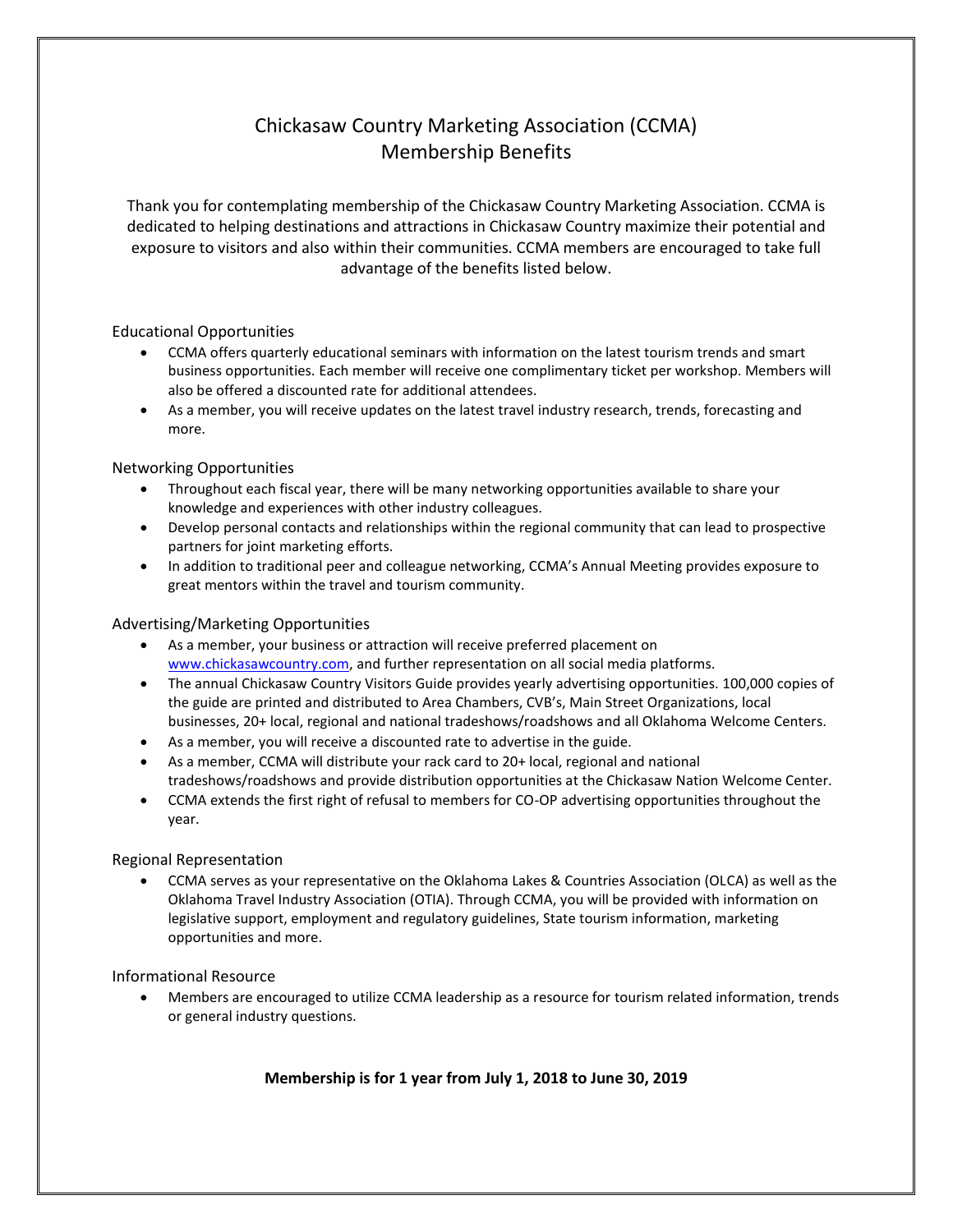# Chickasaw Country Marketing Association (CCMA)
## Membership Benefits

Thank you for contemplating membership of the Chickasaw Country Marketing Association. CCMA is dedicated to helping destinations and attractions in Chickasaw Country maximize their potential and exposure to visitors and also within their communities. CCMA members are encouraged to take full advantage of the benefits listed below.

### Educational Opportunities

- CCMA offers quarterly educational seminars with information on the latest tourism trends and smart business opportunities. Each member will receive one complimentary ticket per workshop. Members will also be offered a discounted rate for additional attendees.
- As a member, you will receive updates on the latest travel industry research, trends, forecasting and more.

### Networking Opportunities

- Throughout each fiscal year, there will be many networking opportunities available to share your knowledge and experiences with other industry colleagues.
- Develop personal contacts and relationships within the regional community that can lead to prospective partners for joint marketing efforts.
- In addition to traditional peer and colleague networking, CCMA's Annual Meeting provides exposure to great mentors within the travel and tourism community.

### Advertising/Marketing Opportunities

- As a member, your business or attraction will receive preferred placement on www.chickasawcountry.com, and further representation on all social media platforms.
- The annual Chickasaw Country Visitors Guide provides yearly advertising opportunities. 100,000 copies of the guide are printed and distributed to Area Chambers, CVB's, Main Street Organizations, local businesses, 20+ local, regional and national tradeshows/roadshows and all Oklahoma Welcome Centers.
- As a member, you will receive a discounted rate to advertise in the guide.
- As a member, CCMA will distribute your rack card to 20+ local, regional and national tradeshows/roadshows and provide distribution opportunities at the Chickasaw Nation Welcome Center.
- CCMA extends the first right of refusal to members for CO-OP advertising opportunities throughout the year.

### Regional Representation

- CCMA serves as your representative on the Oklahoma Lakes & Countries Association (OLCA) as well as the Oklahoma Travel Industry Association (OTIA). Through CCMA, you will be provided with information on legislative support, employment and regulatory guidelines, State tourism information, marketing opportunities and more.

### Informational Resource

- Members are encouraged to utilize CCMA leadership as a resource for tourism related information, trends or general industry questions.

**Membership is for 1 year from July 1, 2018 to June 30, 2019**